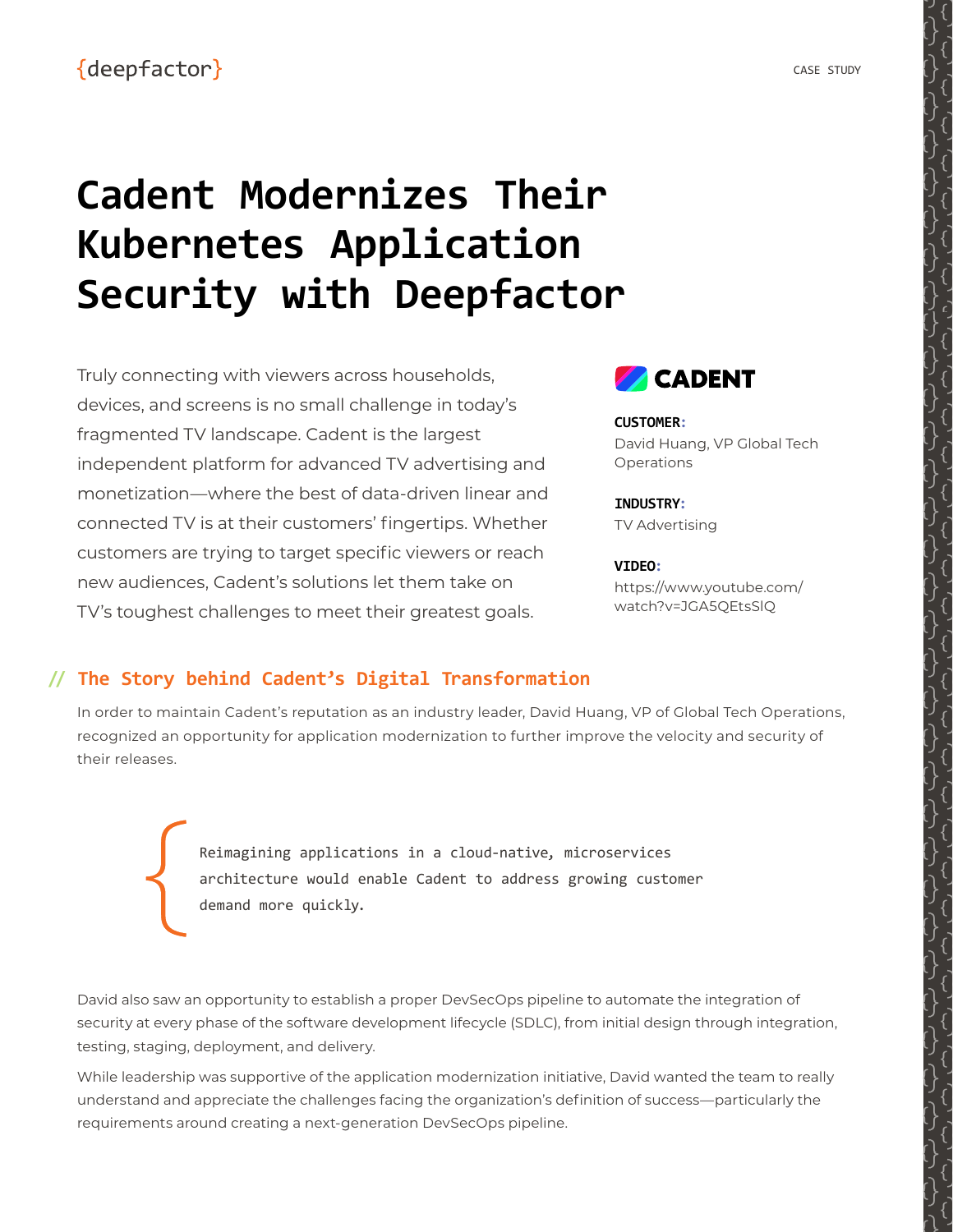{deepfactor}

CASE STUDY

# Cadent Modernizes Their Kubernetes Application Security with Deepfactor

Truly connecting with viewers across households, devices, and screens is no small challenge in today's fragmented TV landscape. Cadent is the largest independent platform for advanced TV advertising and monetization—where the best of data-driven linear and connected TV is at their customers' fingertips. Whether customers are trying to target specific viewers or reach new audiences, Cadent's solutions let them take on TV's toughest challenges to meet their greatest goals.

CADENT

**CUSTOMER:**
David Huang, VP Global Tech Operations

**INDUSTRY:**
TV Advertising

**VIDEO:**
https://www.youtube.com/watch?v=JGA5QEtsSlQ

## // The Story behind Cadent's Digital Transformation

In order to maintain Cadent's reputation as an industry leader, David Huang, VP of Global Tech Operations, recognized an opportunity for application modernization to further improve the velocity and security of their releases.

> Reimagining applications in a cloud-native, microservices architecture would enable Cadent to address growing customer demand more quickly.

David also saw an opportunity to establish a proper DevSecOps pipeline to automate the integration of security at every phase of the software development lifecycle (SDLC), from initial design through integration, testing, staging, deployment, and delivery.

While leadership was supportive of the application modernization initiative, David wanted the team to really understand and appreciate the challenges facing the organization's definition of success—particularly the requirements around creating a next-generation DevSecOps pipeline.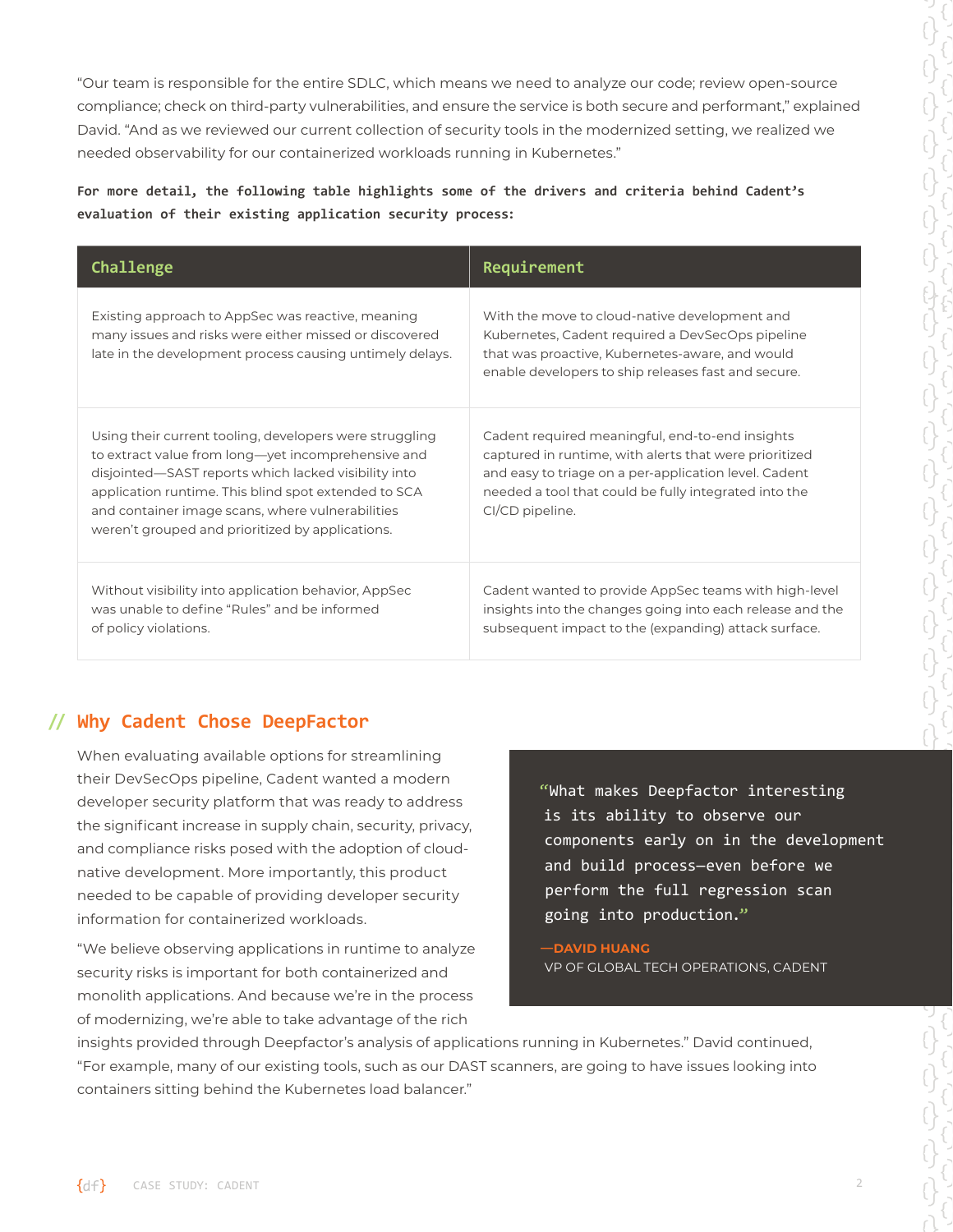"Our team is responsible for the entire SDLC, which means we need to analyze our code; review open-source compliance; check on third-party vulnerabilities, and ensure the service is both secure and performant," explained David. "And as we reviewed our current collection of security tools in the modernized setting, we realized we needed observability for our containerized workloads running in Kubernetes."

**For more detail, the following table highlights some of the drivers and criteria behind Cadent's evaluation of their existing application security process:**

| Challenge | Requirement |
| --- | --- |
| Existing approach to AppSec was reactive, meaning many issues and risks were either missed or discovered late in the development process causing untimely delays. | With the move to cloud-native development and Kubernetes, Cadent required a DevSecOps pipeline that was proactive, Kubernetes-aware, and would enable developers to ship releases fast and secure. |
| Using their current tooling, developers were struggling to extract value from long—yet incomprehensive and disjointed—SAST reports which lacked visibility into application runtime. This blind spot extended to SCA and container image scans, where vulnerabilities weren't grouped and prioritized by applications. | Cadent required meaningful, end-to-end insights captured in runtime, with alerts that were prioritized and easy to triage on a per-application level. Cadent needed a tool that could be fully integrated into the CI/CD pipeline. |
| Without visibility into application behavior, AppSec was unable to define "Rules" and be informed of policy violations. | Cadent wanted to provide AppSec teams with high-level insights into the changes going into each release and the subsequent impact to the (expanding) attack surface. |

## // Why Cadent Chose DeepFactor

When evaluating available options for streamlining their DevSecOps pipeline, Cadent wanted a modern developer security platform that was ready to address the significant increase in supply chain, security, privacy, and compliance risks posed with the adoption of cloud-native development. More importantly, this product needed to be capable of providing developer security information for containerized workloads.

"We believe observing applications in runtime to analyze security risks is important for both containerized and monolith applications. And because we're in the process of modernizing, we're able to take advantage of the rich insights provided through Deepfactor's analysis of applications running in Kubernetes." David continued, "For example, many of our existing tools, such as our DAST scanners, are going to have issues looking into containers sitting behind the Kubernetes load balancer."

> "What makes Deepfactor interesting is its ability to observe our components early on in the development and build process—even before we perform the full regression scan going into production."
>
> —DAVID HUANG
> VP OF GLOBAL TECH OPERATIONS, CADENT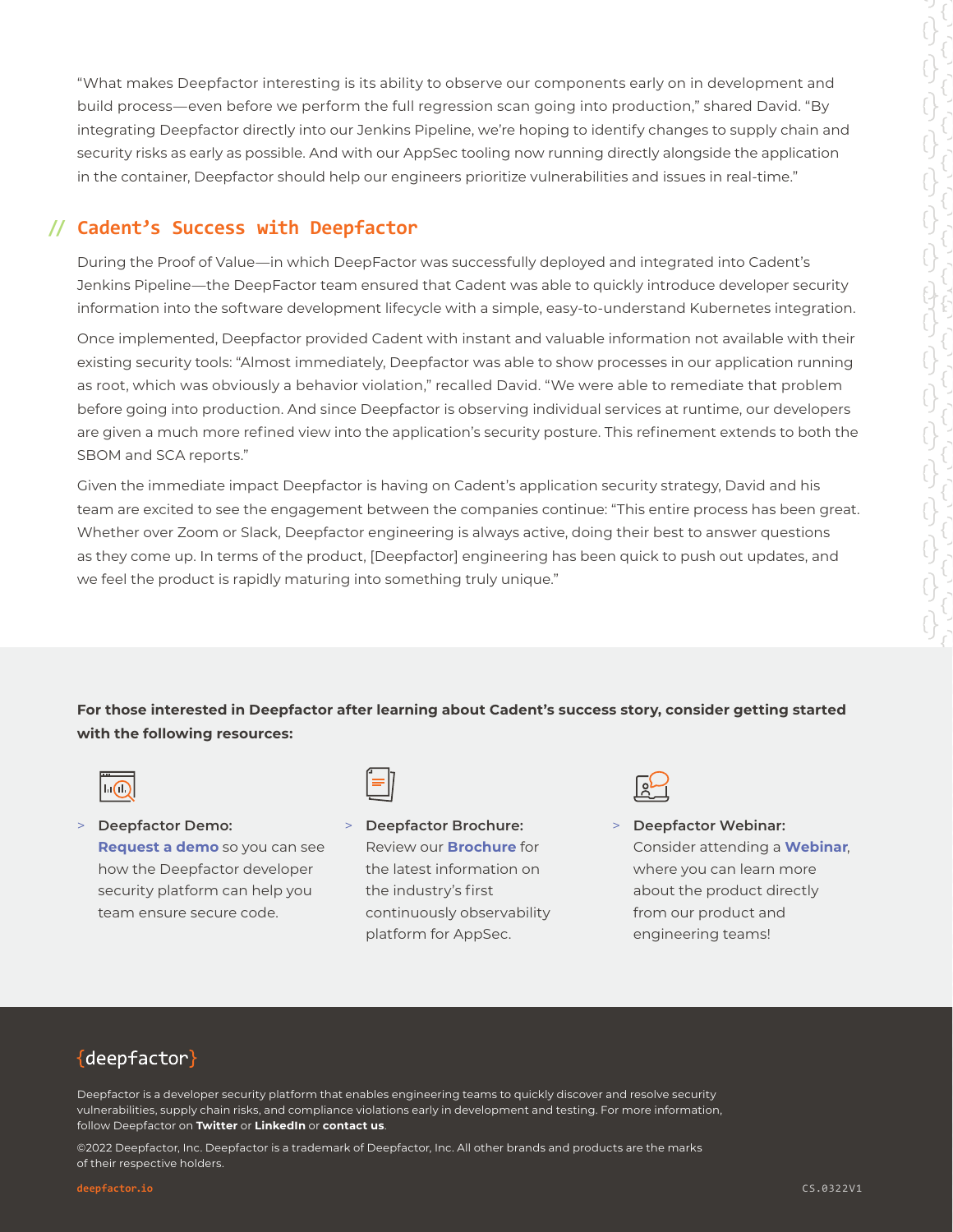"What makes Deepfactor interesting is its ability to observe our components early on in development and build process—even before we perform the full regression scan going into production," shared David. "By integrating Deepfactor directly into our Jenkins Pipeline, we're hoping to identify changes to supply chain and security risks as early as possible. And with our AppSec tooling now running directly alongside the application in the container, Deepfactor should help our engineers prioritize vulnerabilities and issues in real-time."

## // Cadent's Success with Deepfactor

During the Proof of Value—in which DeepFactor was successfully deployed and integrated into Cadent's Jenkins Pipeline—the DeepFactor team ensured that Cadent was able to quickly introduce developer security information into the software development lifecycle with a simple, easy-to-understand Kubernetes integration.

Once implemented, Deepfactor provided Cadent with instant and valuable information not available with their existing security tools: "Almost immediately, Deepfactor was able to show processes in our application running as root, which was obviously a behavior violation," recalled David. "We were able to remediate that problem before going into production. And since Deepfactor is observing individual services at runtime, our developers are given a much more refined view into the application's security posture. This refinement extends to both the SBOM and SCA reports."

Given the immediate impact Deepfactor is having on Cadent's application security strategy, David and his team are excited to see the engagement between the companies continue: "This entire process has been great. Whether over Zoom or Slack, Deepfactor engineering is always active, doing their best to answer questions as they come up. In terms of the product, [Deepfactor] engineering has been quick to push out updates, and we feel the product is rapidly maturing into something truly unique."

**For those interested in Deepfactor after learning about Cadent's success story, consider getting started with the following resources:**

- **Deepfactor Demo:** **Request a demo** so you can see how the Deepfactor developer security platform can help you team ensure secure code.
- **Deepfactor Brochure:** Review our **Brochure** for the latest information on the industry's first continuously observability platform for AppSec.
- **Deepfactor Webinar:** Consider attending a **Webinar**, where you can learn more about the product directly from our product and engineering teams!

{deepfactor}

Deepfactor is a developer security platform that enables engineering teams to quickly discover and resolve security vulnerabilities, supply chain risks, and compliance violations early in development and testing. For more information, follow Deepfactor on **Twitter** or **LinkedIn** or **contact us**.

©2022 Deepfactor, Inc. Deepfactor is a trademark of Deepfactor, Inc. All other brands and products are the marks of their respective holders.

deepfactor.io

CS.0322V1